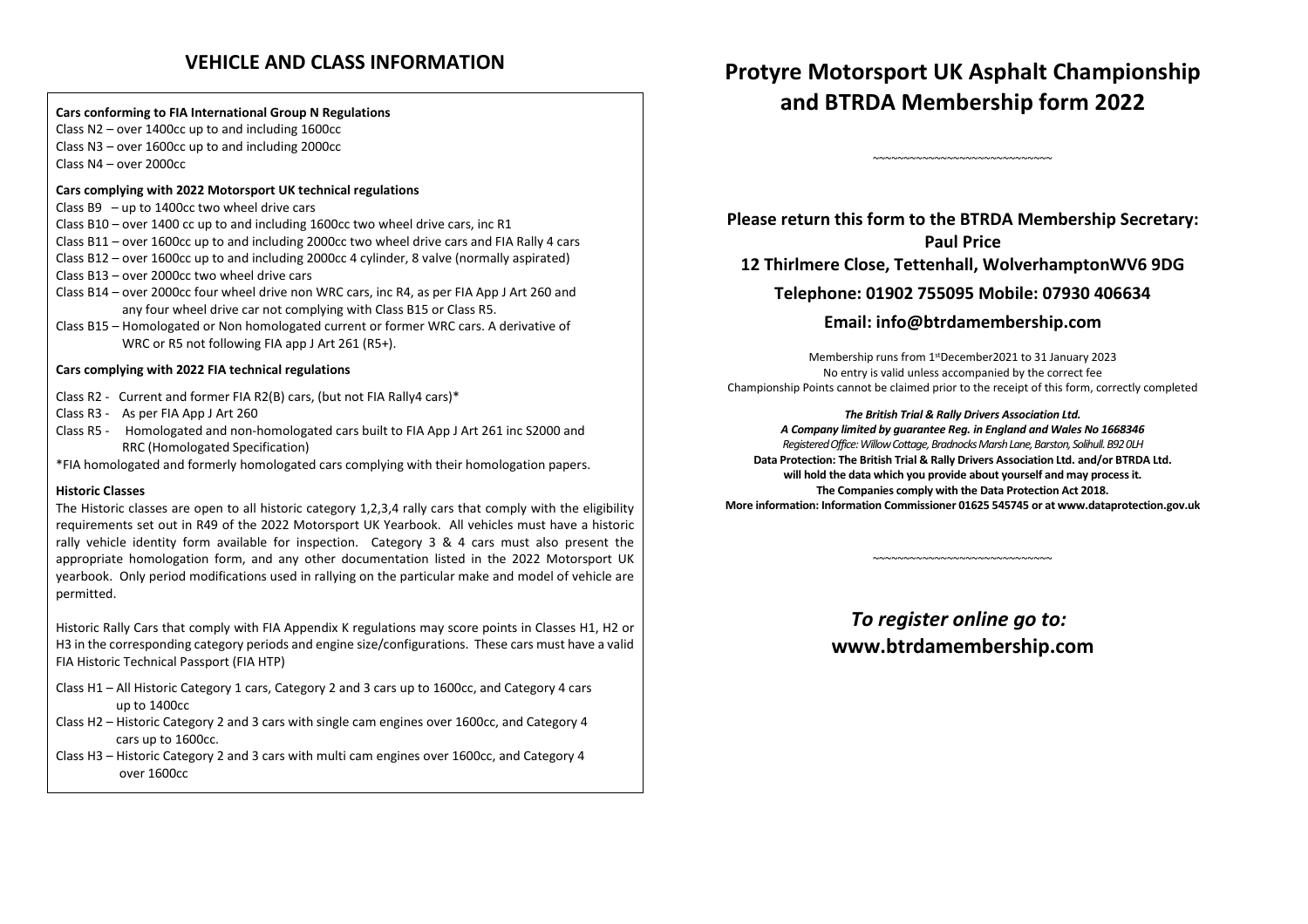## VEHICLE AND CLASS INFORMATION

**Cars conforming to FIA International Group N Regulations**

Class N2 – over 1400cc up to and including 1600cc
Class N3 – over 1600cc up to and including 2000cc
Class N4 – over 2000cc

**Cars complying with 2022 Motorsport UK technical regulations**

Class B9 – up to 1400cc two wheel drive cars
Class B10 – over 1400 cc up to and including 1600cc two wheel drive cars, inc R1
Class B11 – over 1600cc up to and including 2000cc two wheel drive cars and FIA Rally 4 cars
Class B12 – over 1600cc up to and including 2000cc 4 cylinder, 8 valve (normally aspirated)
Class B13 – over 2000cc two wheel drive cars
Class B14 – over 2000cc four wheel drive non WRC cars, inc R4, as per FIA App J Art 260 and any four wheel drive car not complying with Class B15 or Class R5.
Class B15 – Homologated or Non homologated current or former WRC cars. A derivative of WRC or R5 not following FIA app J Art 261 (R5+).

**Cars complying with 2022 FIA technical regulations**

Class R2 - Current and former FIA R2(B) cars, (but not FIA Rally4 cars)*
Class R3 - As per FIA App J Art 260
Class R5 - Homologated and non-homologated cars built to FIA App J Art 261 inc S2000 and RRC (Homologated Specification)

*FIA homologated and formerly homologated cars complying with their homologation papers.

**Historic Classes**

The Historic classes are open to all historic category 1,2,3,4 rally cars that comply with the eligibility requirements set out in R49 of the 2022 Motorsport UK Yearbook. All vehicles must have a historic rally vehicle identity form available for inspection. Category 3 & 4 cars must also present the appropriate homologation form, and any other documentation listed in the 2022 Motorsport UK yearbook. Only period modifications used in rallying on the particular make and model of vehicle are permitted.

Historic Rally Cars that comply with FIA Appendix K regulations may score points in Classes H1, H2 or H3 in the corresponding category periods and engine size/configurations. These cars must have a valid FIA Historic Technical Passport (FIA HTP)

Class H1 – All Historic Category 1 cars, Category 2 and 3 cars up to 1600cc, and Category 4 cars up to 1400cc
Class H2 – Historic Category 2 and 3 cars with single cam engines over 1600cc, and Category 4 cars up to 1600cc.
Class H3 – Historic Category 2 and 3 cars with multi cam engines over 1600cc, and Category 4 over 1600cc

# Protyre Motorsport UK Asphalt Championship and BTRDA Membership form 2022

~~~~~~~~~~~~~~~~~~~~~~~~~~~~~~

**Please return this form to the BTRDA Membership Secretary:**
**Paul Price**
**12 Thirlmere Close, Tettenhall, WolverhamptonWV6 9DG**
**Telephone: 01902 755095 Mobile: 07930 406634**
**Email: info@btrdamembership.com**

Membership runs from 1st December2021 to 31 January 2023
No entry is valid unless accompanied by the correct fee
Championship Points cannot be claimed prior to the receipt of this form, correctly completed

***The British Trial & Rally Drivers Association Ltd.***
***A Company limited by guarantee Reg. in England and Wales No 1668346***
*Registered Office: Willow Cottage, Bradnocks Marsh Lane, Barston, Solihull. B92 0LH*
**Data Protection: The British Trial & Rally Drivers Association Ltd. and/or BTRDA Ltd. will hold the data which you provide about yourself and may process it.**
**The Companies comply with the Data Protection Act 2018.**
**More information: Information Commissioner 01625 545745 or at www.dataprotection.gov.uk**

~~~~~~~~~~~~~~~~~~~~~~~~~~~~~~

***To register online go to:***
**www.btrdamembership.com**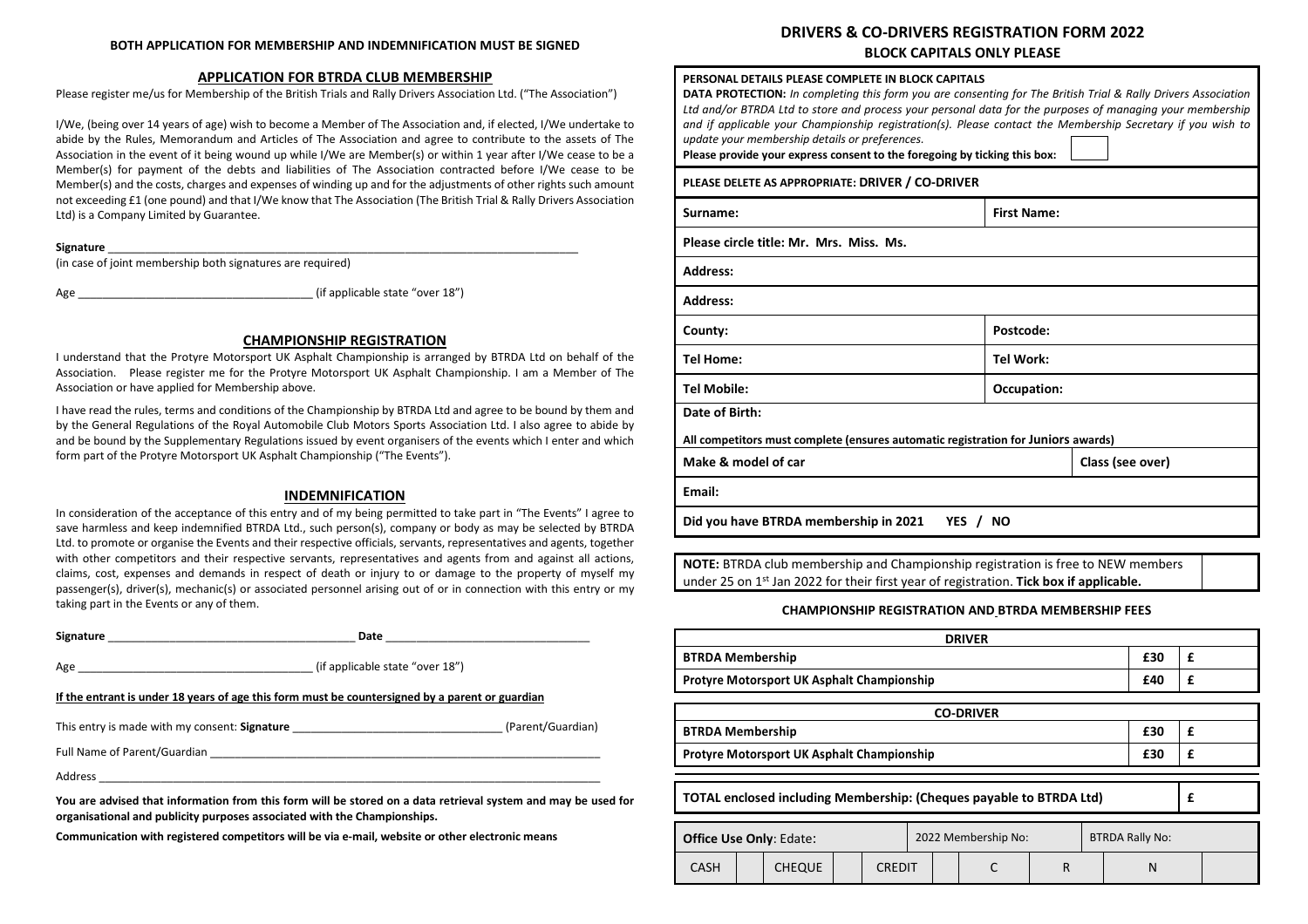**BOTH APPLICATION FOR MEMBERSHIP AND INDEMNIFICATION MUST BE SIGNED**

## APPLICATION FOR BTRDA CLUB MEMBERSHIP

Please register me/us for Membership of the British Trials and Rally Drivers Association Ltd. ("The Association")

I/We, (being over 14 years of age) wish to become a Member of The Association and, if elected, I/We undertake to abide by the Rules, Memorandum and Articles of The Association and agree to contribute to the assets of The Association in the event of it being wound up while I/We are Member(s) or within 1 year after I/We cease to be a Member(s) for payment of the debts and liabilities of The Association contracted before I/We cease to be Member(s) and the costs, charges and expenses of winding up and for the adjustments of other rights such amount not exceeding £1 (one pound) and that I/We know that The Association (The British Trial & Rally Drivers Association Ltd) is a Company Limited by Guarantee.

**Signature** ___________________________________________________________________________

(in case of joint membership both signatures are required)

Age _____________________________________ (if applicable state "over 18")

## CHAMPIONSHIP REGISTRATION

I understand that the Protyre Motorsport UK Asphalt Championship is arranged by BTRDA Ltd on behalf of the Association. Please register me for the Protyre Motorsport UK Asphalt Championship. I am a Member of The Association or have applied for Membership above.

I have read the rules, terms and conditions of the Championship by BTRDA Ltd and agree to be bound by them and by the General Regulations of the Royal Automobile Club Motors Sports Association Ltd. I also agree to abide by and be bound by the Supplementary Regulations issued by event organisers of the events which I enter and which form part of the Protyre Motorsport UK Asphalt Championship ("The Events").

## INDEMNIFICATION

In consideration of the acceptance of this entry and of my being permitted to take part in "The Events" I agree to save harmless and keep indemnified BTRDA Ltd., such person(s), company or body as may be selected by BTRDA Ltd. to promote or organise the Events and their respective officials, servants, representatives and agents, together with other competitors and their respective servants, representatives and agents from and against all actions, claims, cost, expenses and demands in respect of death or injury to or damage to the property of myself my passenger(s), driver(s), mechanic(s) or associated personnel arising out of or in connection with this entry or my taking part in the Events or any of them.

**Signature** ________________________________________ **Date** ________________________________

Age _____________________________________ (if applicable state "over 18")

**If the entrant is under 18 years of age this form must be countersigned by a parent or guardian**

This entry is made with my consent: **Signature** __________________________________ (Parent/Guardian)

Full Name of Parent/Guardian ___________________________________________________________

Address _________________________________________________________________________________

**You are advised that information from this form will be stored on a data retrieval system and may be used for organisational and publicity purposes associated with the Championships.**

**Communication with registered competitors will be via e-mail, website or other electronic means**

# DRIVERS & CO-DRIVERS REGISTRATION FORM 2022

**BLOCK CAPITALS ONLY PLEASE**

**PERSONAL DETAILS PLEASE COMPLETE IN BLOCK CAPITALS**

**DATA PROTECTION:** *In completing this form you are consenting for The British Trial & Rally Drivers Association Ltd and/or BTRDA Ltd to store and process your personal data for the purposes of managing your membership and if applicable your Championship registration(s). Please contact the Membership Secretary if you wish to update your membership details or preferences.*

**Please provide your express consent to the foregoing by ticking this box:** ☐

**PLEASE DELETE AS APPROPRIATE: DRIVER / CO-DRIVER**

| | |
|---|---|
| **Surname:** | **First Name:** |
| **Please circle title: Mr. Mrs. Miss. Ms.** | |
| **Address:** | |
| **Address:** | |
| **County:** | **Postcode:** |
| **Tel Home:** | **Tel Work:** |
| **Tel Mobile:** | **Occupation:** |
| **Date of Birth:** All competitors must complete (ensures automatic registration for Juniors awards) | |
| **Make & model of car** | **Class (see over)** |
| **Email:** | |
| **Did you have BTRDA membership in 2021 YES / NO** | |

**NOTE:** BTRDA club membership and Championship registration is free to NEW members under 25 on 1st Jan 2022 for their first year of registration. **Tick box if applicable.** ☐

**CHAMPIONSHIP REGISTRATION AND BTRDA MEMBERSHIP FEES**

| DRIVER | | |
|---|---|---|
| **BTRDA Membership** | **£30** | **£** |
| **Protyre Motorsport UK Asphalt Championship** | **£40** | **£** |

| CO-DRIVER | | |
|---|---|---|
| **BTRDA Membership** | **£30** | **£** |
| **Protyre Motorsport UK Asphalt Championship** | **£30** | **£** |

| | |
|---|---|
| **TOTAL enclosed including Membership: (Cheques payable to BTRDA Ltd)** | **£** |

| **Office Use Only**: Edate: | | | | | 2022 Membership No: | | | BTRDA Rally No: | | |
|---|---|---|---|---|---|---|---|---|---|---|
| CASH | | CHEQUE | | CREDIT | | C | R | | N | |